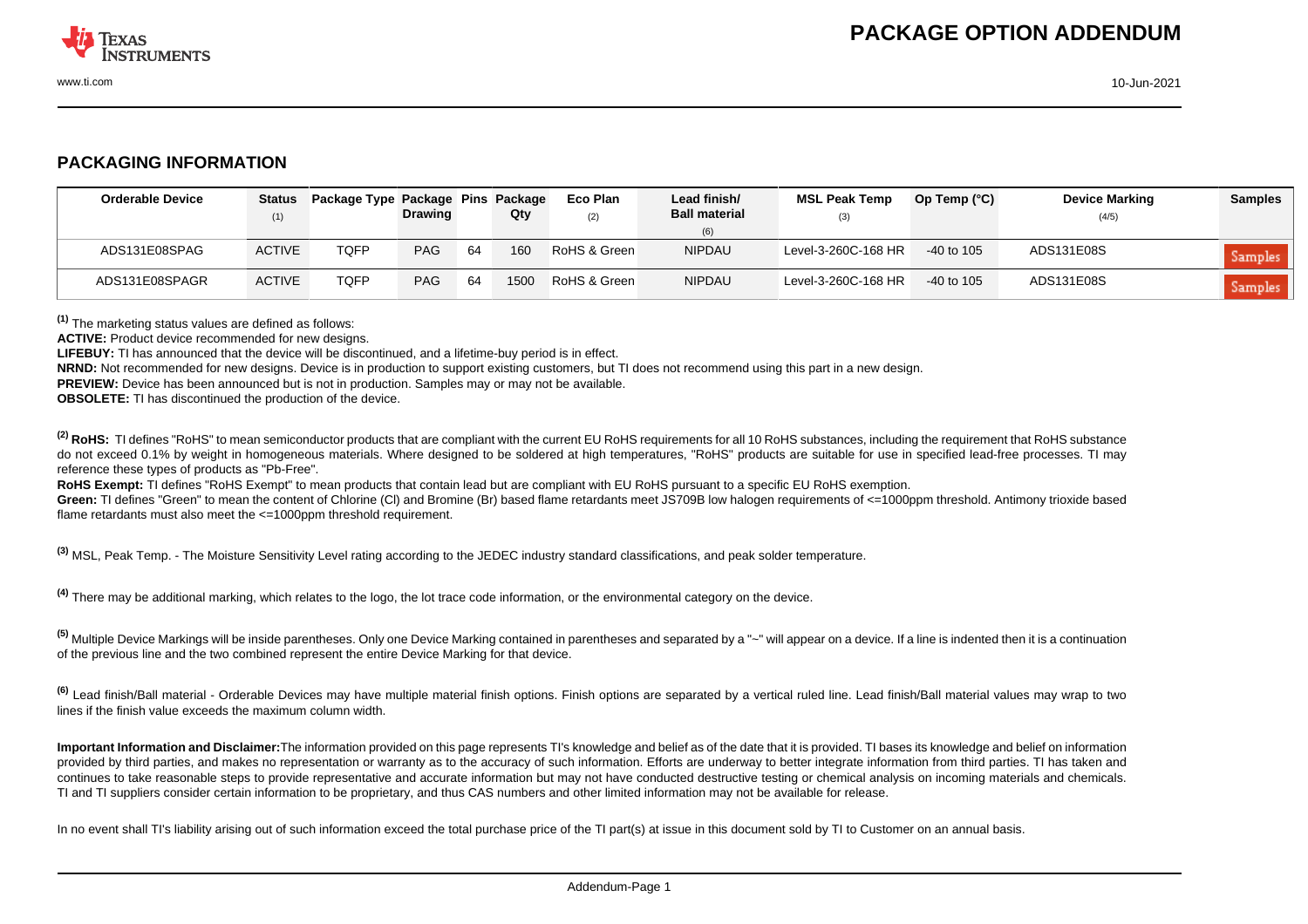# PACKAGE OPTION ADDENDUM

## PACKAGING INFORMATION

| Orderable Device | Status (1) | Package Type | Package Drawing | Pins | Package Qty | Eco Plan (2) | Lead finish/ Ball material (6) | MSL Peak Temp (3) | Op Temp (°C) | Device Marking (4/5) | Samples |
|---|---|---|---|---|---|---|---|---|---|---|---|
| ADS131E08SPAG | ACTIVE | TQFP | PAG | 64 | 160 | RoHS & Green | NIPDAU | Level-3-260C-168 HR | -40 to 105 | ADS131E08S | Samples |
| ADS131E08SPAGR | ACTIVE | TQFP | PAG | 64 | 1500 | RoHS & Green | NIPDAU | Level-3-260C-168 HR | -40 to 105 | ADS131E08S | Samples |

[1] The marketing status values are defined as follows:

**ACTIVE:** Product device recommended for new designs.

**LIFEBUY:** TI has announced that the device will be discontinued, and a lifetime-buy period is in effect.

**NRND:** Not recommended for new designs. Device is in production to support existing customers, but TI does not recommend using this part in a new design.

**PREVIEW:** Device has been announced but is not in production. Samples may or may not be available.

**OBSOLETE:** TI has discontinued the production of the device.

[2] **RoHS:** TI defines "RoHS" to mean semiconductor products that are compliant with the current EU RoHS requirements for all 10 RoHS substances, including the requirement that RoHS substance do not exceed 0.1% by weight in homogeneous materials. Where designed to be soldered at high temperatures, "RoHS" products are suitable for use in specified lead-free processes. TI may reference these types of products as "Pb-Free".

**RoHS Exempt:** TI defines "RoHS Exempt" to mean products that contain lead but are compliant with EU RoHS pursuant to a specific EU RoHS exemption.

**Green:** TI defines "Green" to mean the content of Chlorine (Cl) and Bromine (Br) based flame retardants meet JS709B low halogen requirements of <=1000ppm threshold. Antimony trioxide based flame retardants must also meet the <=1000ppm threshold requirement.

[3] MSL, Peak Temp. - The Moisture Sensitivity Level rating according to the JEDEC industry standard classifications, and peak solder temperature.

[4] There may be additional marking, which relates to the logo, the lot trace code information, or the environmental category on the device.

[5] Multiple Device Markings will be inside parentheses. Only one Device Marking contained in parentheses and separated by a "~" will appear on a device. If a line is indented then it is a continuation of the previous line and the two combined represent the entire Device Marking for that device.

[6] Lead finish/Ball material - Orderable Devices may have multiple material finish options. Finish options are separated by a vertical ruled line. Lead finish/Ball material values may wrap to two lines if the finish value exceeds the maximum column width.

**Important Information and Disclaimer:**The information provided on this page represents TI's knowledge and belief as of the date that it is provided. TI bases its knowledge and belief on information provided by third parties, and makes no representation or warranty as to the accuracy of such information. Efforts are underway to better integrate information from third parties. TI has taken and continues to take reasonable steps to provide representative and accurate information but may not have conducted destructive testing or chemical analysis on incoming materials and chemicals. TI and TI suppliers consider certain information to be proprietary, and thus CAS numbers and other limited information may not be available for release.

In no event shall TI's liability arising out of such information exceed the total purchase price of the TI part(s) at issue in this document sold by TI to Customer on an annual basis.